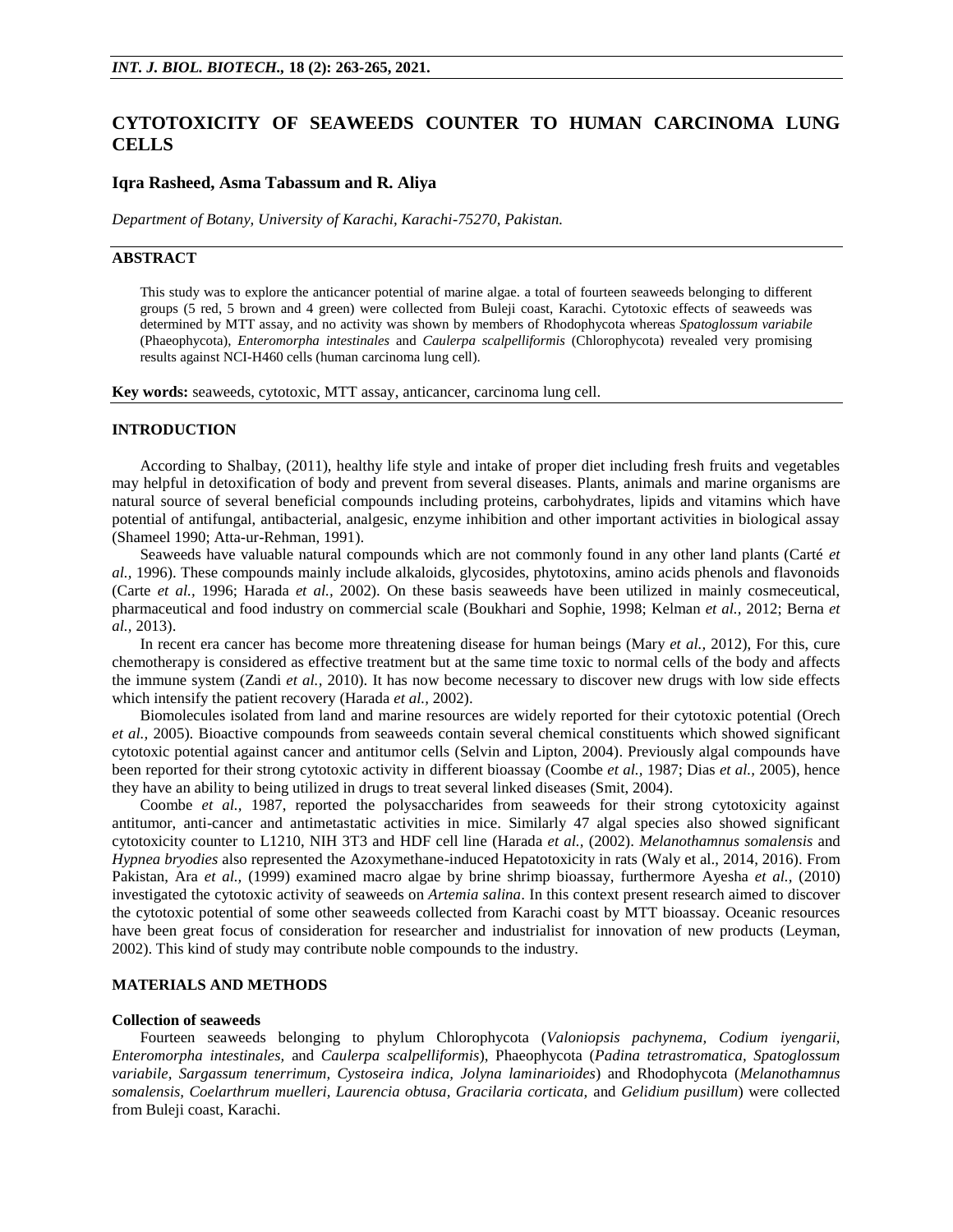# CYTOTOXICITY OF SEAWEEDS COUNTER TO HUMAN CARCINOMA LUNG CELLS

**Iqra Rasheed, Asma Tabassum and R. Aliya**

*Department of Botany, University of Karachi, Karachi-75270, Pakistan.*

## ABSTRACT

This study was to explore the anticancer potential of marine algae. a total of fourteen seaweeds belonging to different groups (5 red, 5 brown and 4 green) were collected from Buleji coast, Karachi. Cytotoxic effects of seaweeds was determined by MTT assay, and no activity was shown by members of Rhodophycota whereas *Spatoglossum variabile* (Phaeophycota), *Enteromorpha intestinales* and *Caulerpa scalpelliformis* (Chlorophycota) revealed very promising results against NCI-H460 cells (human carcinoma lung cell).

**Key words:** seaweeds, cytotoxic, MTT assay, anticancer, carcinoma lung cell.

## INTRODUCTION

According to Shalbay, (2011), healthy life style and intake of proper diet including fresh fruits and vegetables may helpful in detoxification of body and prevent from several diseases. Plants, animals and marine organisms are natural source of several beneficial compounds including proteins, carbohydrates, lipids and vitamins which have potential of antifungal, antibacterial, analgesic, enzyme inhibition and other important activities in biological assay (Shameel 1990; Atta-ur-Rehman, 1991).

Seaweeds have valuable natural compounds which are not commonly found in any other land plants (Carté *et al.,* 1996). These compounds mainly include alkaloids, glycosides, phytotoxins, amino acids phenols and flavonoids (Carte *et al.,* 1996; Harada *et al.,* 2002). On these basis seaweeds have been utilized in mainly cosmeceutical, pharmaceutical and food industry on commercial scale (Boukhari and Sophie, 1998; Kelman *et al.,* 2012; Berna *et al.,* 2013).

In recent era cancer has become more threatening disease for human beings (Mary *et al.,* 2012), For this, cure chemotherapy is considered as effective treatment but at the same time toxic to normal cells of the body and affects the immune system (Zandi *et al.,* 2010). It has now become necessary to discover new drugs with low side effects which intensify the patient recovery (Harada *et al.,* 2002).

Biomolecules isolated from land and marine resources are widely reported for their cytotoxic potential (Orech *et al.,* 2005). Bioactive compounds from seaweeds contain several chemical constituents which showed significant cytotoxic potential against cancer and antitumor cells (Selvin and Lipton, 2004). Previously algal compounds have been reported for their strong cytotoxic activity in different bioassay (Coombe *et al.,* 1987; Dias *et al.,* 2005), hence they have an ability to being utilized in drugs to treat several linked diseases (Smit, 2004).

Coombe *et al.,* 1987, reported the polysaccharides from seaweeds for their strong cytotoxicity against antitumor, anti-cancer and antimetastatic activities in mice. Similarly 47 algal species also showed significant cytotoxicity counter to L1210, NIH 3T3 and HDF cell line (Harada *et al.,* (2002). *Melanothamnus somalensis* and *Hypnea bryodies* also represented the Azoxymethane-induced Hepatotoxicity in rats (Waly et al., 2014, 2016). From Pakistan, Ara *et al.,* (1999) examined macro algae by brine shrimp bioassay, furthermore Ayesha *et al.,* (2010) investigated the cytotoxic activity of seaweeds on *Artemia salina*. In this context present research aimed to discover the cytotoxic potential of some other seaweeds collected from Karachi coast by MTT bioassay. Oceanic resources have been great focus of consideration for researcher and industrialist for innovation of new products (Leyman, 2002). This kind of study may contribute noble compounds to the industry.

## MATERIALS AND METHODS

### Collection of seaweeds

Fourteen seaweeds belonging to phylum Chlorophycota (*Valoniopsis pachynema, Codium iyengarii, Enteromorpha intestinales,* and *Caulerpa scalpelliformis*), Phaeophycota (*Padina tetrastromatica, Spatoglossum variabile, Sargassum tenerrimum, Cystoseira indica, Jolyna laminarioides*) and Rhodophycota (*Melanothamnus somalensis, Coelarthrum muelleri, Laurencia obtusa, Gracilaria corticata,* and *Gelidium pusillum*) were collected from Buleji coast, Karachi.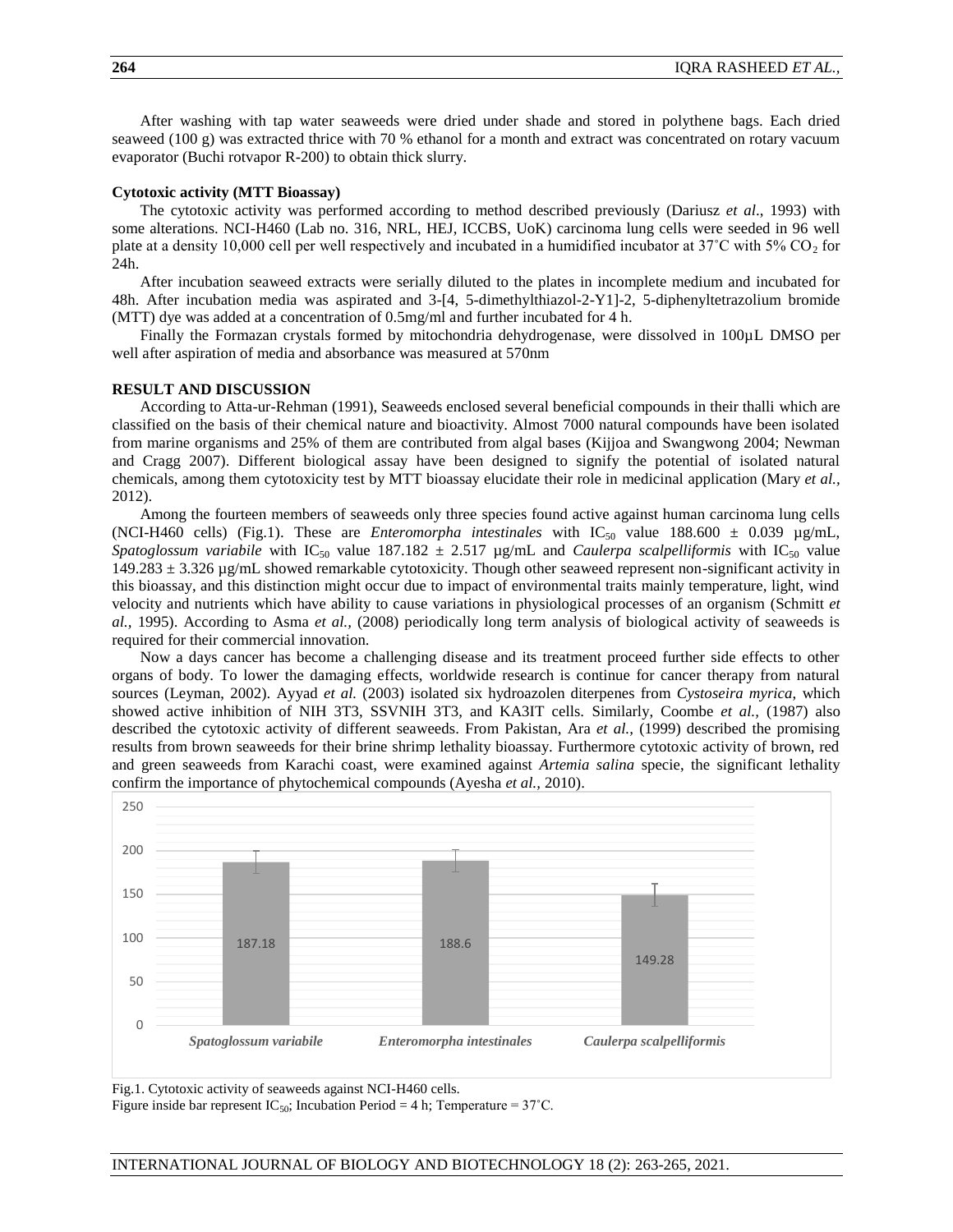After washing with tap water seaweeds were dried under shade and stored in polythene bags. Each dried seaweed (100 g) was extracted thrice with 70 % ethanol for a month and extract was concentrated on rotary vacuum evaporator (Buchi rotvapor R-200) to obtain thick slurry.

### Cytotoxic activity (MTT Bioassay)

The cytotoxic activity was performed according to method described previously (Dariusz *et al*., 1993) with some alterations. NCI-H460 (Lab no. 316, NRL, HEJ, ICCBS, UoK) carcinoma lung cells were seeded in 96 well plate at a density 10,000 cell per well respectively and incubated in a humidified incubator at 37˚C with 5% $CO_2$ for 24h.

After incubation seaweed extracts were serially diluted to the plates in incomplete medium and incubated for 48h. After incubation media was aspirated and 3-[4, 5-dimethylthiazol-2-Y1]-2, 5-diphenyltetrazolium bromide (MTT) dye was added at a concentration of 0.5mg/ml and further incubated for 4 h.

Finally the Formazan crystals formed by mitochondria dehydrogenase, were dissolved in 100µL DMSO per well after aspiration of media and absorbance was measured at 570nm

## RESULT AND DISCUSSION

According to Atta-ur-Rehman (1991), Seaweeds enclosed several beneficial compounds in their thalli which are classified on the basis of their chemical nature and bioactivity. Almost 7000 natural compounds have been isolated from marine organisms and 25% of them are contributed from algal bases (Kijjoa and Swangwong 2004; Newman and Cragg 2007). Different biological assay have been designed to signify the potential of isolated natural chemicals, among them cytotoxicity test by MTT bioassay elucidate their role in medicinal application (Mary *et al.*, 2012).

Among the fourteen members of seaweeds only three species found active against human carcinoma lung cells (NCI-H460 cells) (Fig.1). These are *Enteromorpha intestinales* with $IC_{50}$ value 188.600 ± 0.039 µg/mL, *Spatoglossum variabile* with $IC_{50}$ value 187.182 ± 2.517 µg/mL and *Caulerpa scalpelliformis* with $IC_{50}$ value 149.283 ± 3.326 µg/mL showed remarkable cytotoxicity. Though other seaweed represent non-significant activity in this bioassay, and this distinction might occur due to impact of environmental traits mainly temperature, light, wind velocity and nutrients which have ability to cause variations in physiological processes of an organism (Schmitt *et al.,* 1995). According to Asma *et al.,* (2008) periodically long term analysis of biological activity of seaweeds is required for their commercial innovation.

Now a days cancer has become a challenging disease and its treatment proceed further side effects to other organs of body. To lower the damaging effects, worldwide research is continue for cancer therapy from natural sources (Leyman, 2002). Ayyad *et al.* (2003) isolated six hydroazolen diterpenes from *Cystoseira myrica*, which showed active inhibition of NIH 3T3, SSVNIH 3T3, and KA3IT cells. Similarly, Coombe *et al.,* (1987) also described the cytotoxic activity of different seaweeds. From Pakistan, Ara *et al.,* (1999) described the promising results from brown seaweeds for their brine shrimp lethality bioassay. Furthermore cytotoxic activity of brown, red and green seaweeds from Karachi coast, were examined against *Artemia salina* specie, the significant lethality confirm the importance of phytochemical compounds (Ayesha *et al.,* 2010).

| Species | $IC_{50}$ |
|---|---|
| *Spatoglossum variabile* | 187.18 |
| *Enteromorpha intestinales* | 188.6 |
| *Caulerpa scalpelliformis* | 149.28 |

Fig.1. Cytotoxic activity of seaweeds against NCI-H460 cells.
Figure inside bar represent $IC_{50}$; Incubation Period = 4 h; Temperature = 37˚C.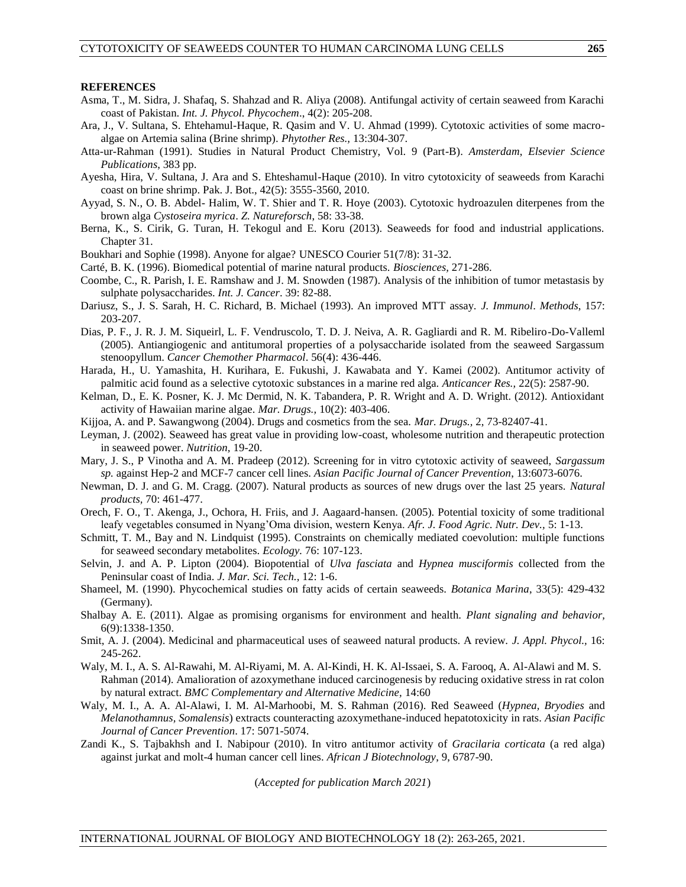**REFERENCES**

Asma, T., M. Sidra, J. Shafaq, S. Shahzad and R. Aliya (2008). Antifungal activity of certain seaweed from Karachi coast of Pakistan. *Int. J. Phycol. Phycochem*., 4(2): 205-208.

Ara, J., V. Sultana, S. Ehtehamul-Haque, R. Qasim and V. U. Ahmad (1999). Cytotoxic activities of some macro-algae on Artemia salina (Brine shrimp). *Phytother Res.,* 13:304-307.

Atta-ur-Rahman (1991). Studies in Natural Product Chemistry, Vol. 9 (Part-B). *Amsterdam, Elsevier Science Publications,* 383 pp.

Ayesha, Hira, V. Sultana, J. Ara and S. Ehteshamul-Haque (2010). In vitro cytotoxicity of seaweeds from Karachi coast on brine shrimp. Pak. J. Bot., 42(5): 3555-3560, 2010.

Ayyad, S. N., O. B. Abdel- Halim, W. T. Shier and T. R. Hoye (2003). Cytotoxic hydroazulen diterpenes from the brown alga *Cystoseira myrica*. *Z. Natureforsch*, 58: 33-38.

Berna, K., S. Cirik, G. Turan, H. Tekogul and E. Koru (2013). Seaweeds for food and industrial applications. Chapter 31.

Boukhari and Sophie (1998). Anyone for algae? UNESCO Courier 51(7/8): 31-32.

Carté, B. K. (1996). Biomedical potential of marine natural products. *Biosciences,* 271-286.

Coombe, C., R. Parish, I. E. Ramshaw and J. M. Snowden (1987). Analysis of the inhibition of tumor metastasis by sulphate polysaccharides. *Int. J. Cancer*. 39: 82-88.

Dariusz, S., J. S. Sarah, H. C. Richard, B. Michael (1993). An improved MTT assay. *J. Immunol*. *Methods*, 157: 203-207.

Dias, P. F., J. R. J. M. Siqueirl, L. F. Vendruscolo, T. D. J. Neiva, A. R. Gagliardi and R. M. Ribeliro-Do-Valleml (2005). Antiangiogenic and antitumoral properties of a polysaccharide isolated from the seaweed Sargassum stenoopyllum. *Cancer Chemother Pharmacol*. 56(4): 436-446.

Harada, H., U. Yamashita, H. Kurihara, E. Fukushi, J. Kawabata and Y. Kamei (2002). Antitumor activity of palmitic acid found as a selective cytotoxic substances in a marine red alga. *Anticancer Res.,* 22(5): 2587-90.

Kelman, D., E. K. Posner, K. J. Mc Dermid, N. K. Tabandera, P. R. Wright and A. D. Wright. (2012). Antioxidant activity of Hawaiian marine algae. *Mar. Drugs.,* 10(2): 403-406.

Kijjoa, A. and P. Sawangwong (2004). Drugs and cosmetics from the sea. *Mar. Drugs.,* 2, 73-82407-41.

Leyman, J. (2002). Seaweed has great value in providing low-coast, wholesome nutrition and therapeutic protection in seaweed power. *Nutrition,* 19-20.

Mary, J. S., P Vinotha and A. M. Pradeep (2012). Screening for in vitro cytotoxic activity of seaweed, *Sargassum sp.* against Hep-2 and MCF-7 cancer cell lines. *Asian Pacific Journal of Cancer Prevention*, 13:6073-6076.

Newman, D. J. and G. M. Cragg. (2007). Natural products as sources of new drugs over the last 25 years. *Natural products,* 70: 461-477.

Orech, F. O., T. Akenga, J., Ochora, H. Friis, and J. Aagaard-hansen. (2005). Potential toxicity of some traditional leafy vegetables consumed in Nyang'Oma division, western Kenya. *Afr. J. Food Agric. Nutr. Dev.,* 5: 1-13.

Schmitt, T. M., Bay and N. Lindquist (1995). Constraints on chemically mediated coevolution: multiple functions for seaweed secondary metabolites. *Ecology.* 76: 107-123.

Selvin, J. and A. P. Lipton (2004). Biopotential of *Ulva fasciata* and *Hypnea musciformis* collected from the Peninsular coast of India. *J. Mar. Sci. Tech.*, 12: 1-6.

Shameel, M. (1990). Phycochemical studies on fatty acids of certain seaweeds. *Botanica Marina*, 33(5): 429-432 (Germany).

Shalbay A. E. (2011). Algae as promising organisms for environment and health. *Plant signaling and behavior,* 6(9):1338-1350.

Smit, A. J. (2004). Medicinal and pharmaceutical uses of seaweed natural products. A review. *J. Appl. Phycol.,* 16: 245-262.

Waly, M. I., A. S. Al-Rawahi, M. Al-Riyami, M. A. Al-Kindi, H. K. Al-Issaei, S. A. Farooq, A. Al-Alawi and M. S. Rahman (2014). Amalioration of azoxymethane induced carcinogenesis by reducing oxidative stress in rat colon by natural extract. *BMC Complementary and Alternative Medicine,* 14:60

Waly, M. I., A. A. Al-Alawi, I. M. Al-Marhoobi, M. S. Rahman (2016). Red Seaweed (*Hypnea, Bryodies* and *Melanothamnus, Somalensis*) extracts counteracting azoxymethane-induced hepatotoxicity in rats. *Asian Pacific Journal of Cancer Prevention*. 17: 5071-5074.

Zandi K., S. Tajbakhsh and I. Nabipour (2010). In vitro antitumor activity of *Gracilaria corticata* (a red alga) against jurkat and molt-4 human cancer cell lines. *African J Biotechnology*, 9, 6787-90.

(*Accepted for publication March 2021*)